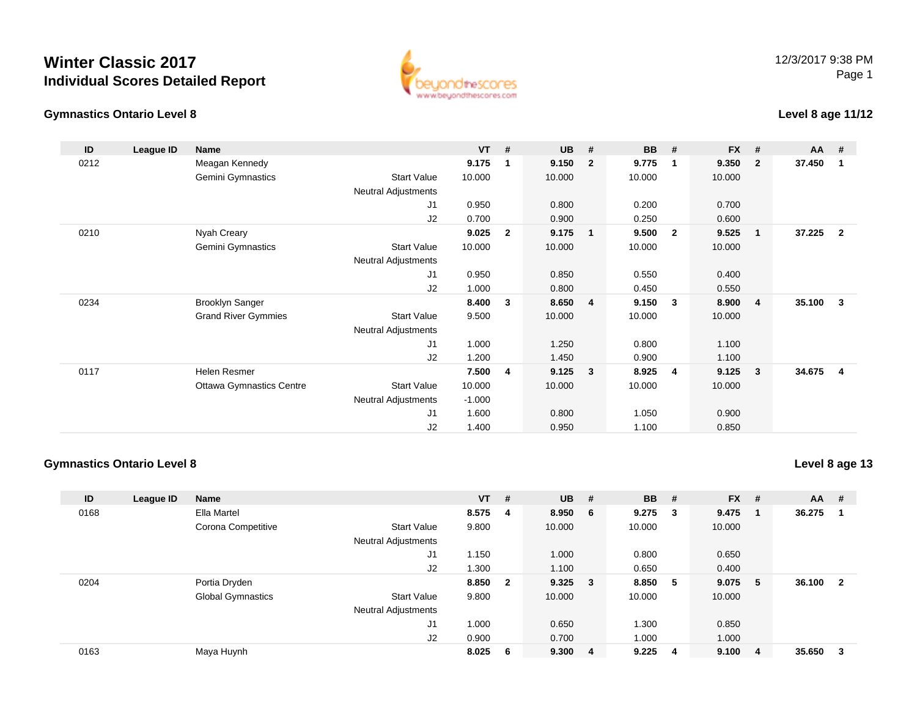# Winter Classic 2017

## Individual Scores Detailed Report

12/3/2017 9:38 PM

### Gymnastics Ontario Level 8

**Level 8 age 11/12**

| ID | League ID | Name | | VT | # | UB | # | BB | # | FX | # | AA | # |
|---|---|---|---|---|---|---|---|---|---|---|---|---|---|
| 0212 | | Meagan Kennedy | | **9.175** | **1** | **9.150** | **2** | **9.775** | **1** | **9.350** | **2** | **37.450** | **1** |
| | | Gemini Gymnastics | Start Value | 10.000 | | 10.000 | | 10.000 | | 10.000 | | | |
| | | | Neutral Adjustments | | | | | | | | | | |
| | | | J1 | 0.950 | | 0.800 | | 0.200 | | 0.700 | | | |
| | | | J2 | 0.700 | | 0.900 | | 0.250 | | 0.600 | | | |
| 0210 | | Nyah Creary | | **9.025** | **2** | **9.175** | **1** | **9.500** | **2** | **9.525** | **1** | **37.225** | **2** |
| | | Gemini Gymnastics | Start Value | 10.000 | | 10.000 | | 10.000 | | 10.000 | | | |
| | | | Neutral Adjustments | | | | | | | | | | |
| | | | J1 | 0.950 | | 0.850 | | 0.550 | | 0.400 | | | |
| | | | J2 | 1.000 | | 0.800 | | 0.450 | | 0.550 | | | |
| 0234 | | Brooklyn Sanger | | **8.400** | **3** | **8.650** | **4** | **9.150** | **3** | **8.900** | **4** | **35.100** | **3** |
| | | Grand River Gymmies | Start Value | 9.500 | | 10.000 | | 10.000 | | 10.000 | | | |
| | | | Neutral Adjustments | | | | | | | | | | |
| | | | J1 | 1.000 | | 1.250 | | 0.800 | | 1.100 | | | |
| | | | J2 | 1.200 | | 1.450 | | 0.900 | | 1.100 | | | |
| 0117 | | Helen Resmer | | **7.500** | **4** | **9.125** | **3** | **8.925** | **4** | **9.125** | **3** | **34.675** | **4** |
| | | Ottawa Gymnastics Centre | Start Value | 10.000 | | 10.000 | | 10.000 | | 10.000 | | | |
| | | | Neutral Adjustments | -1.000 | | | | | | | | | |
| | | | J1 | 1.600 | | 0.800 | | 1.050 | | 0.900 | | | |
| | | | J2 | 1.400 | | 0.950 | | 1.100 | | 0.850 | | | |

### Gymnastics Ontario Level 8

**Level 8 age 13**

| ID | League ID | Name | | VT | # | UB | # | BB | # | FX | # | AA | # |
|---|---|---|---|---|---|---|---|---|---|---|---|---|---|
| 0168 | | Ella Martel | | **8.575** | **4** | **8.950** | **6** | **9.275** | **3** | **9.475** | **1** | **36.275** | **1** |
| | | Corona Competitive | Start Value | 9.800 | | 10.000 | | 10.000 | | 10.000 | | | |
| | | | Neutral Adjustments | | | | | | | | | | |
| | | | J1 | 1.150 | | 1.000 | | 0.800 | | 0.650 | | | |
| | | | J2 | 1.300 | | 1.100 | | 0.650 | | 0.400 | | | |
| 0204 | | Portia Dryden | | **8.850** | **2** | **9.325** | **3** | **8.850** | **5** | **9.075** | **5** | **36.100** | **2** |
| | | Global Gymnastics | Start Value | 9.800 | | 10.000 | | 10.000 | | 10.000 | | | |
| | | | Neutral Adjustments | | | | | | | | | | |
| | | | J1 | 1.000 | | 0.650 | | 1.300 | | 0.850 | | | |
| | | | J2 | 0.900 | | 0.700 | | 1.000 | | 1.000 | | | |
| 0163 | | Maya Huynh | | **8.025** | **6** | **9.300** | **4** | **9.225** | **4** | **9.100** | **4** | **35.650** | **3** |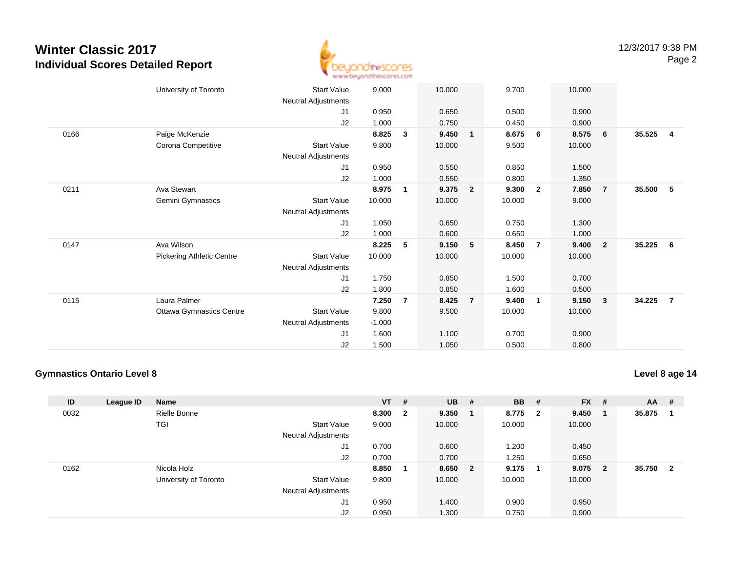# Winter Classic 2017

## Individual Scores Detailed Report

| ID | League ID | Name | | VT | # | UB | # | BB | # | FX | # | AA | # |
|---|---|---|---|---|---|---|---|---|---|---|---|---|---|
| | | University of Toronto | Start Value | 9.000 | | 10.000 | | 9.700 | | 10.000 | | | |
| | | | Neutral Adjustments | | | | | | | | | | |
| | | | J1 | 0.950 | | 0.650 | | 0.500 | | 0.900 | | | |
| | | | J2 | 1.000 | | 0.750 | | 0.450 | | 0.900 | | | |
| 0166 | | Paige McKenzie | | **8.825** | **3** | **9.450** | **1** | **8.675** | **6** | **8.575** | **6** | **35.525** | **4** |
| | | Corona Competitive | Start Value | 9.800 | | 10.000 | | 9.500 | | 10.000 | | | |
| | | | Neutral Adjustments | | | | | | | | | | |
| | | | J1 | 0.950 | | 0.550 | | 0.850 | | 1.500 | | | |
| | | | J2 | 1.000 | | 0.550 | | 0.800 | | 1.350 | | | |
| 0211 | | Ava Stewart | | **8.975** | **1** | **9.375** | **2** | **9.300** | **2** | **7.850** | **7** | **35.500** | **5** |
| | | Gemini Gymnastics | Start Value | 10.000 | | 10.000 | | 10.000 | | 9.000 | | | |
| | | | Neutral Adjustments | | | | | | | | | | |
| | | | J1 | 1.050 | | 0.650 | | 0.750 | | 1.300 | | | |
| | | | J2 | 1.000 | | 0.600 | | 0.650 | | 1.000 | | | |
| 0147 | | Ava Wilson | | **8.225** | **5** | **9.150** | **5** | **8.450** | **7** | **9.400** | **2** | **35.225** | **6** |
| | | Pickering Athletic Centre | Start Value | 10.000 | | 10.000 | | 10.000 | | 10.000 | | | |
| | | | Neutral Adjustments | | | | | | | | | | |
| | | | J1 | 1.750 | | 0.850 | | 1.500 | | 0.700 | | | |
| | | | J2 | 1.800 | | 0.850 | | 1.600 | | 0.500 | | | |
| 0115 | | Laura Palmer | | **7.250** | **7** | **8.425** | **7** | **9.400** | **1** | **9.150** | **3** | **34.225** | **7** |
| | | Ottawa Gymnastics Centre | Start Value | 9.800 | | 9.500 | | 10.000 | | 10.000 | | | |
| | | | Neutral Adjustments | -1.000 | | | | | | | | | |
| | | | J1 | 1.600 | | 1.100 | | 0.700 | | 0.900 | | | |
| | | | J2 | 1.500 | | 1.050 | | 0.500 | | 0.800 | | | |

### Gymnastics Ontario Level 8

**Level 8 age 14**

| ID | League ID | Name | | VT | # | UB | # | BB | # | FX | # | AA | # |
|---|---|---|---|---|---|---|---|---|---|---|---|---|---|
| 0032 | | Rielle Bonne | | **8.300** | **2** | **9.350** | **1** | **8.775** | **2** | **9.450** | **1** | **35.875** | **1** |
| | | TGI | Start Value | 9.000 | | 10.000 | | 10.000 | | 10.000 | | | |
| | | | Neutral Adjustments | | | | | | | | | | |
| | | | J1 | 0.700 | | 0.600 | | 1.200 | | 0.450 | | | |
| | | | J2 | 0.700 | | 0.700 | | 1.250 | | 0.650 | | | |
| 0162 | | Nicola Holz | | **8.850** | **1** | **8.650** | **2** | **9.175** | **1** | **9.075** | **2** | **35.750** | **2** |
| | | University of Toronto | Start Value | 9.800 | | 10.000 | | 10.000 | | 10.000 | | | |
| | | | Neutral Adjustments | | | | | | | | | | |
| | | | J1 | 0.950 | | 1.400 | | 0.900 | | 0.950 | | | |
| | | | J2 | 0.950 | | 1.300 | | 0.750 | | 0.900 | | | |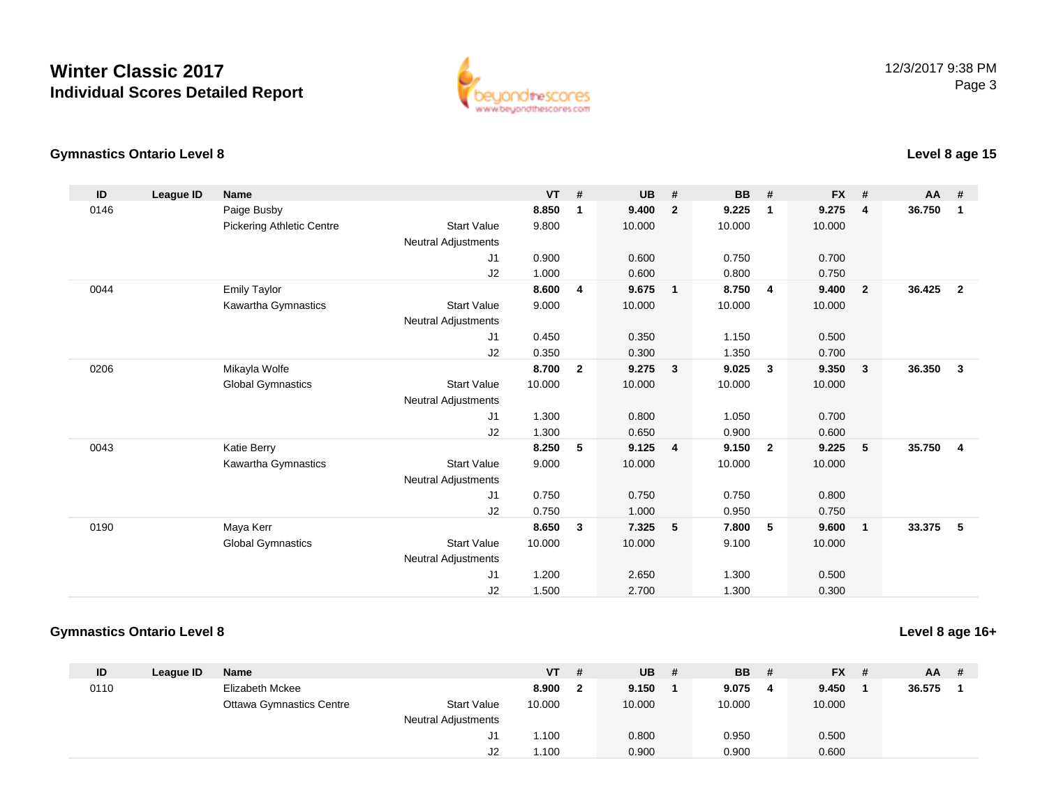# Winter Classic 2017

## Individual Scores Detailed Report

12/3/2017 9:38 PM

### Gymnastics Ontario Level 8

**Level 8 age 15**

| ID | League ID | Name | | VT | # | UB | # | BB | # | FX | # | AA | # |
|---|---|---|---|---|---|---|---|---|---|---|---|---|---|
| 0146 | | Paige Busby | | **8.850** | **1** | **9.400** | **2** | **9.225** | **1** | **9.275** | **4** | **36.750** | **1** |
| | | Pickering Athletic Centre | Start Value | 9.800 | | 10.000 | | 10.000 | | 10.000 | | | |
| | | | Neutral Adjustments | | | | | | | | | | |
| | | | J1 | 0.900 | | 0.600 | | 0.750 | | 0.700 | | | |
| | | | J2 | 1.000 | | 0.600 | | 0.800 | | 0.750 | | | |
| 0044 | | Emily Taylor | | **8.600** | **4** | **9.675** | **1** | **8.750** | **4** | **9.400** | **2** | **36.425** | **2** |
| | | Kawartha Gymnastics | Start Value | 9.000 | | 10.000 | | 10.000 | | 10.000 | | | |
| | | | Neutral Adjustments | | | | | | | | | | |
| | | | J1 | 0.450 | | 0.350 | | 1.150 | | 0.500 | | | |
| | | | J2 | 0.350 | | 0.300 | | 1.350 | | 0.700 | | | |
| 0206 | | Mikayla Wolfe | | **8.700** | **2** | **9.275** | **3** | **9.025** | **3** | **9.350** | **3** | **36.350** | **3** |
| | | Global Gymnastics | Start Value | 10.000 | | 10.000 | | 10.000 | | 10.000 | | | |
| | | | Neutral Adjustments | | | | | | | | | | |
| | | | J1 | 1.300 | | 0.800 | | 1.050 | | 0.700 | | | |
| | | | J2 | 1.300 | | 0.650 | | 0.900 | | 0.600 | | | |
| 0043 | | Katie Berry | | **8.250** | **5** | **9.125** | **4** | **9.150** | **2** | **9.225** | **5** | **35.750** | **4** |
| | | Kawartha Gymnastics | Start Value | 9.000 | | 10.000 | | 10.000 | | 10.000 | | | |
| | | | Neutral Adjustments | | | | | | | | | | |
| | | | J1 | 0.750 | | 0.750 | | 0.750 | | 0.800 | | | |
| | | | J2 | 0.750 | | 1.000 | | 0.950 | | 0.750 | | | |
| 0190 | | Maya Kerr | | **8.650** | **3** | **7.325** | **5** | **7.800** | **5** | **9.600** | **1** | **33.375** | **5** |
| | | Global Gymnastics | Start Value | 10.000 | | 10.000 | | 9.100 | | 10.000 | | | |
| | | | Neutral Adjustments | | | | | | | | | | |
| | | | J1 | 1.200 | | 2.650 | | 1.300 | | 0.500 | | | |
| | | | J2 | 1.500 | | 2.700 | | 1.300 | | 0.300 | | | |

### Gymnastics Ontario Level 8

**Level 8 age 16+**

| ID | League ID | Name | | VT | # | UB | # | BB | # | FX | # | AA | # |
|---|---|---|---|---|---|---|---|---|---|---|---|---|---|
| 0110 | | Elizabeth Mckee | | **8.900** | **2** | **9.150** | **1** | **9.075** | **4** | **9.450** | **1** | **36.575** | **1** |
| | | Ottawa Gymnastics Centre | Start Value | 10.000 | | 10.000 | | 10.000 | | 10.000 | | | |
| | | | Neutral Adjustments | | | | | | | | | | |
| | | | J1 | 1.100 | | 0.800 | | 0.950 | | 0.500 | | | |
| | | | J2 | 1.100 | | 0.900 | | 0.900 | | 0.600 | | | |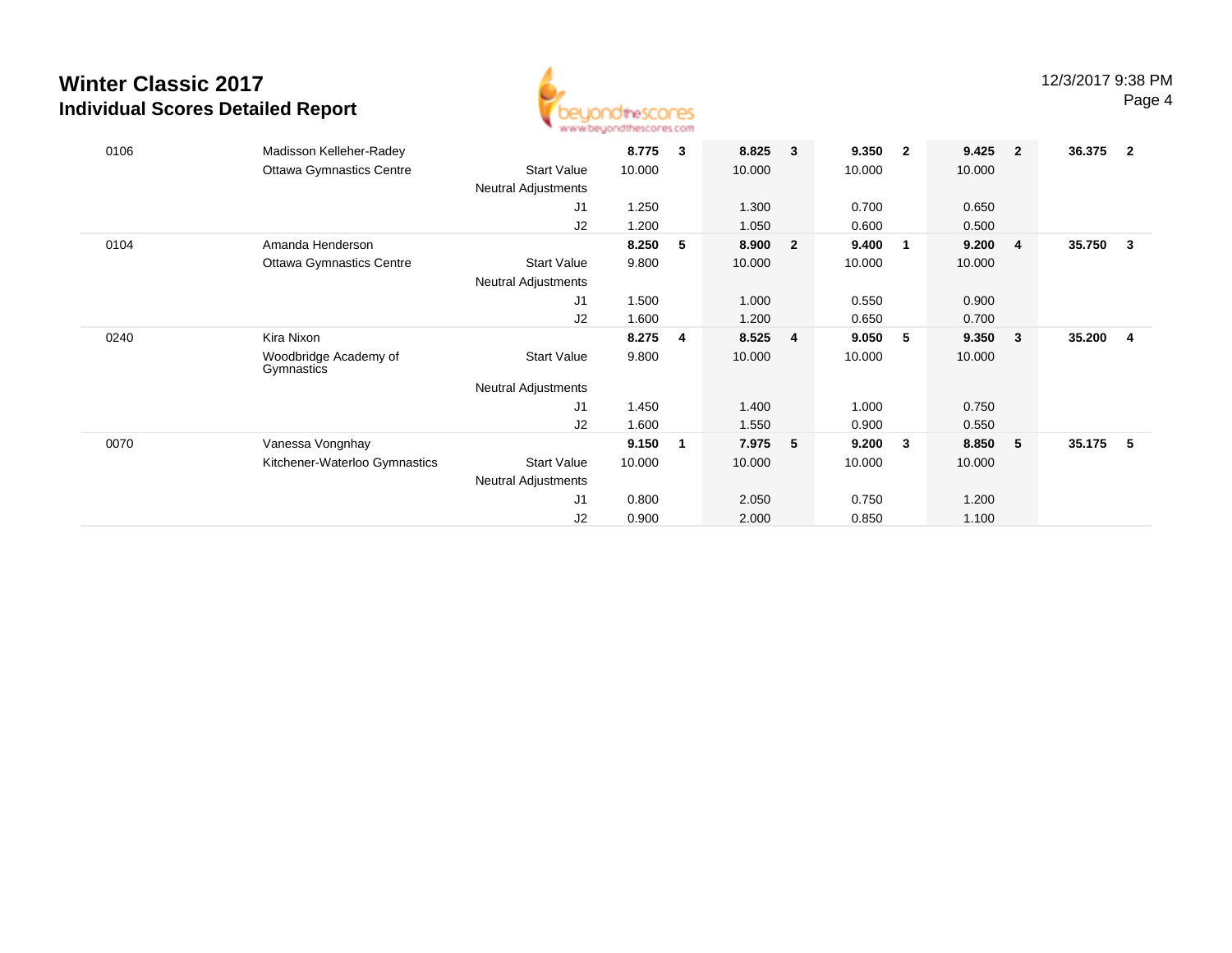# Winter Classic 2017
## Individual Scores Detailed Report

| | | | | | | | | | | | | |
|---|---|---|---|---|---|---|---|---|---|---|---|---|
| 0106 | Madisson Kelleher-Radey | | **8.775** | **3** | **8.825** | **3** | **9.350** | **2** | **9.425** | **2** | **36.375** | **2** |
| | Ottawa Gymnastics Centre | Start Value | 10.000 | | 10.000 | | 10.000 | | 10.000 | | | |
| | | Neutral Adjustments | | | | | | | | | | |
| | | J1 | 1.250 | | 1.300 | | 0.700 | | 0.650 | | | |
| | | J2 | 1.200 | | 1.050 | | 0.600 | | 0.500 | | | |
| 0104 | Amanda Henderson | | **8.250** | **5** | **8.900** | **2** | **9.400** | **1** | **9.200** | **4** | **35.750** | **3** |
| | Ottawa Gymnastics Centre | Start Value | 9.800 | | 10.000 | | 10.000 | | 10.000 | | | |
| | | Neutral Adjustments | | | | | | | | | | |
| | | J1 | 1.500 | | 1.000 | | 0.550 | | 0.900 | | | |
| | | J2 | 1.600 | | 1.200 | | 0.650 | | 0.700 | | | |
| 0240 | Kira Nixon | | **8.275** | **4** | **8.525** | **4** | **9.050** | **5** | **9.350** | **3** | **35.200** | **4** |
| | Woodbridge Academy of Gymnastics | Start Value | 9.800 | | 10.000 | | 10.000 | | 10.000 | | | |
| | | Neutral Adjustments | | | | | | | | | | |
| | | J1 | 1.450 | | 1.400 | | 1.000 | | 0.750 | | | |
| | | J2 | 1.600 | | 1.550 | | 0.900 | | 0.550 | | | |
| 0070 | Vanessa Vongnhay | | **9.150** | **1** | **7.975** | **5** | **9.200** | **3** | **8.850** | **5** | **35.175** | **5** |
| | Kitchener-Waterloo Gymnastics | Start Value | 10.000 | | 10.000 | | 10.000 | | 10.000 | | | |
| | | Neutral Adjustments | | | | | | | | | | |
| | | J1 | 0.800 | | 2.050 | | 0.750 | | 1.200 | | | |
| | | J2 | 0.900 | | 2.000 | | 0.850 | | 1.100 | | | |